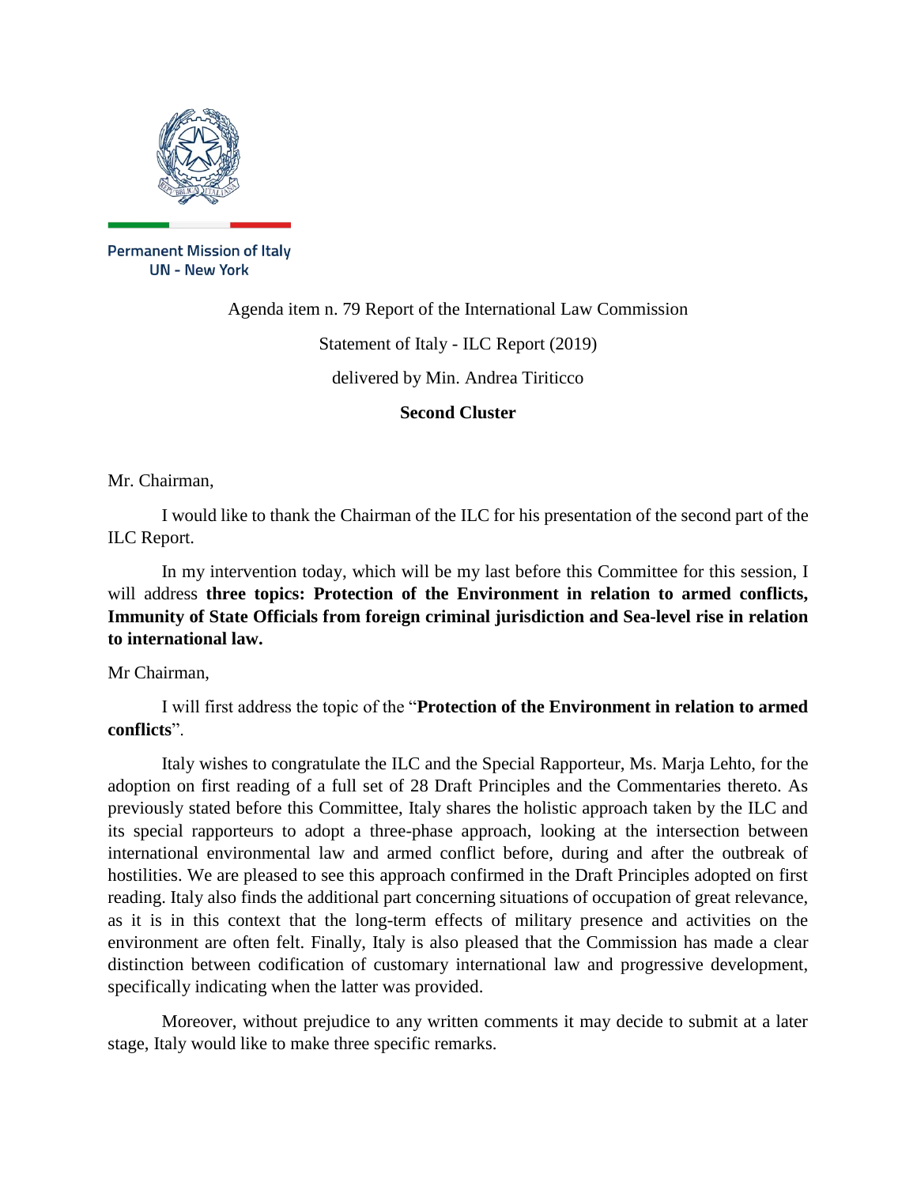Permanent Mission of Italy
UN - New York

Agenda item n. 79 Report of the International Law Commission

Statement of Italy - ILC Report (2019)

delivered by Min. Andrea Tiriticco

**Second Cluster**

Mr. Chairman,

I would like to thank the Chairman of the ILC for his presentation of the second part of the ILC Report.

In my intervention today, which will be my last before this Committee for this session, I will address **three topics: Protection of the Environment in relation to armed conflicts, Immunity of State Officials from foreign criminal jurisdiction and Sea-level rise in relation to international law.**

Mr Chairman,

I will first address the topic of the "**Protection of the Environment in relation to armed conflicts**".

Italy wishes to congratulate the ILC and the Special Rapporteur, Ms. Marja Lehto, for the adoption on first reading of a full set of 28 Draft Principles and the Commentaries thereto. As previously stated before this Committee, Italy shares the holistic approach taken by the ILC and its special rapporteurs to adopt a three-phase approach, looking at the intersection between international environmental law and armed conflict before, during and after the outbreak of hostilities. We are pleased to see this approach confirmed in the Draft Principles adopted on first reading. Italy also finds the additional part concerning situations of occupation of great relevance, as it is in this context that the long-term effects of military presence and activities on the environment are often felt. Finally, Italy is also pleased that the Commission has made a clear distinction between codification of customary international law and progressive development, specifically indicating when the latter was provided.

Moreover, without prejudice to any written comments it may decide to submit at a later stage, Italy would like to make three specific remarks.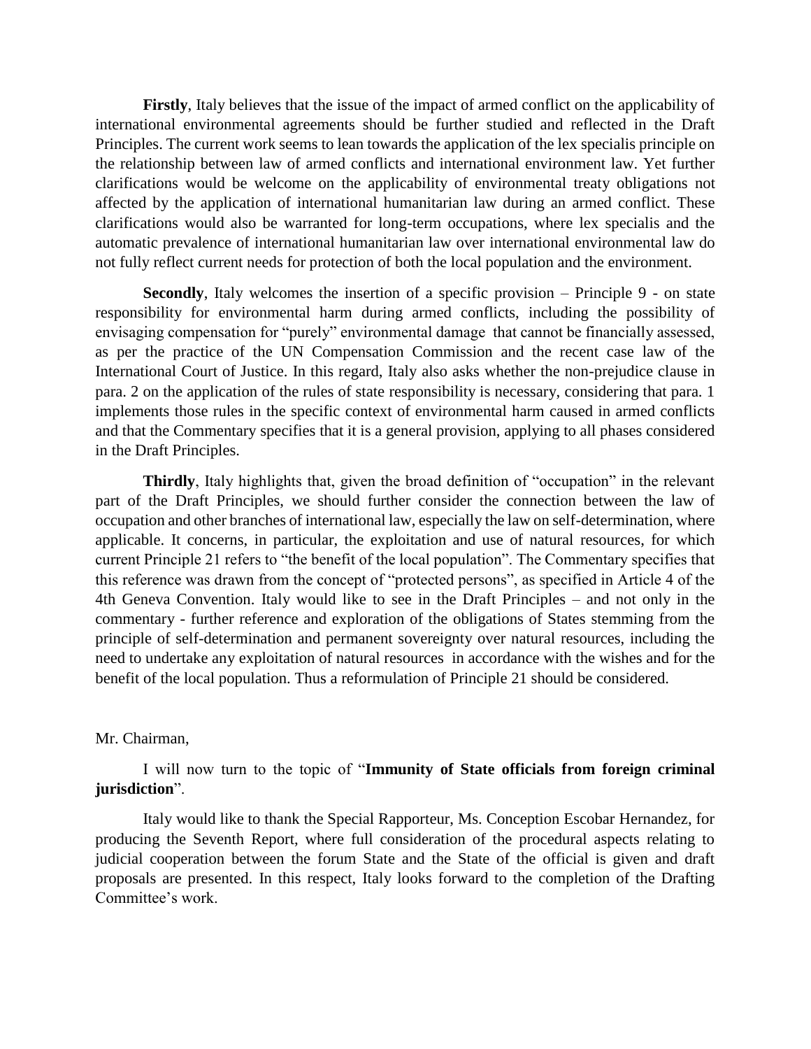**Firstly**, Italy believes that the issue of the impact of armed conflict on the applicability of international environmental agreements should be further studied and reflected in the Draft Principles. The current work seems to lean towards the application of the lex specialis principle on the relationship between law of armed conflicts and international environment law. Yet further clarifications would be welcome on the applicability of environmental treaty obligations not affected by the application of international humanitarian law during an armed conflict. These clarifications would also be warranted for long-term occupations, where lex specialis and the automatic prevalence of international humanitarian law over international environmental law do not fully reflect current needs for protection of both the local population and the environment.

**Secondly**, Italy welcomes the insertion of a specific provision – Principle 9 - on state responsibility for environmental harm during armed conflicts, including the possibility of envisaging compensation for "purely" environmental damage that cannot be financially assessed, as per the practice of the UN Compensation Commission and the recent case law of the International Court of Justice. In this regard, Italy also asks whether the non-prejudice clause in para. 2 on the application of the rules of state responsibility is necessary, considering that para. 1 implements those rules in the specific context of environmental harm caused in armed conflicts and that the Commentary specifies that it is a general provision, applying to all phases considered in the Draft Principles.

**Thirdly**, Italy highlights that, given the broad definition of "occupation" in the relevant part of the Draft Principles, we should further consider the connection between the law of occupation and other branches of international law, especially the law on self-determination, where applicable. It concerns, in particular, the exploitation and use of natural resources, for which current Principle 21 refers to "the benefit of the local population". The Commentary specifies that this reference was drawn from the concept of "protected persons", as specified in Article 4 of the 4th Geneva Convention. Italy would like to see in the Draft Principles – and not only in the commentary - further reference and exploration of the obligations of States stemming from the principle of self-determination and permanent sovereignty over natural resources, including the need to undertake any exploitation of natural resources in accordance with the wishes and for the benefit of the local population. Thus a reformulation of Principle 21 should be considered.

Mr. Chairman,

I will now turn to the topic of "**Immunity of State officials from foreign criminal jurisdiction**".

Italy would like to thank the Special Rapporteur, Ms. Conception Escobar Hernandez, for producing the Seventh Report, where full consideration of the procedural aspects relating to judicial cooperation between the forum State and the State of the official is given and draft proposals are presented. In this respect, Italy looks forward to the completion of the Drafting Committee's work.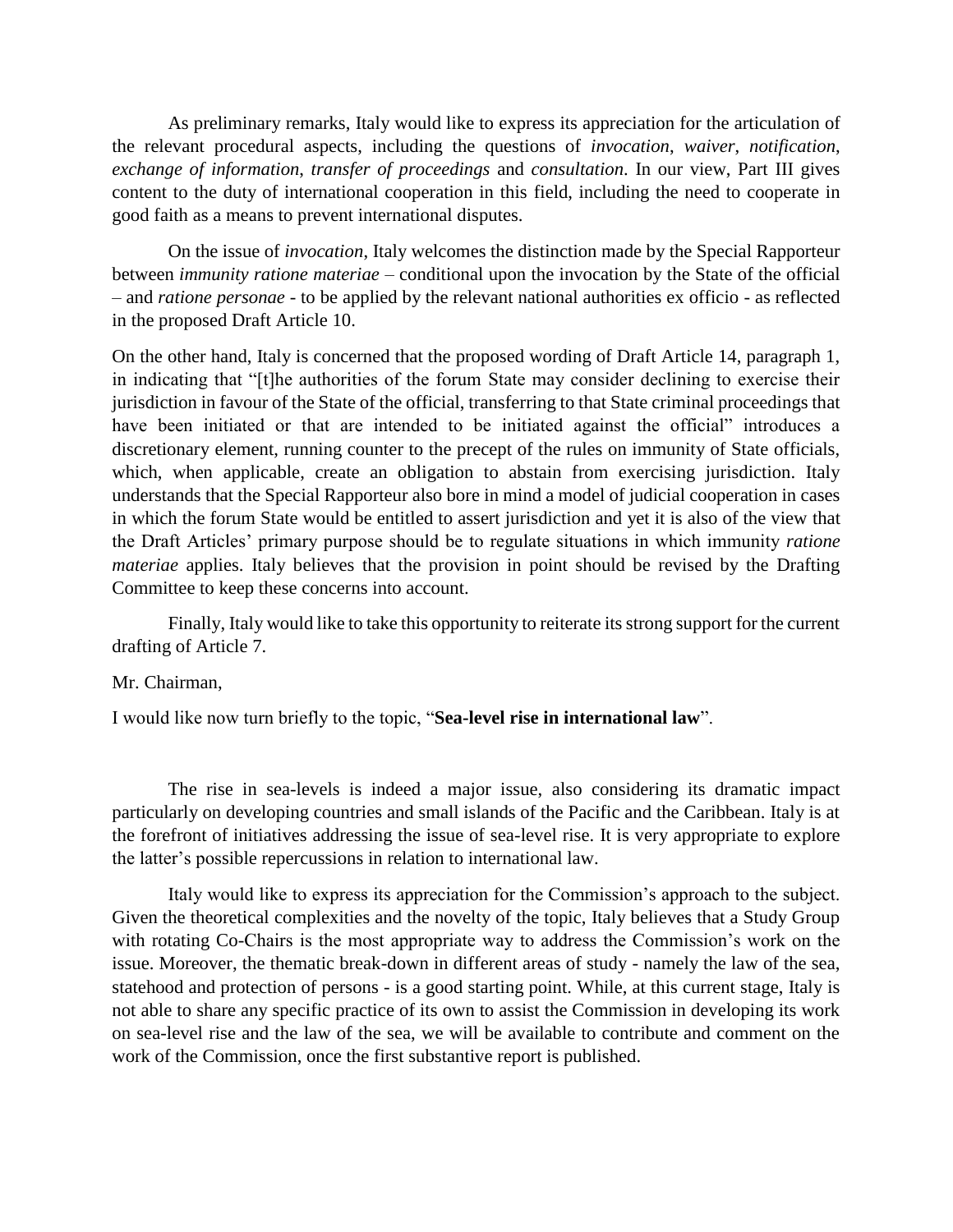As preliminary remarks, Italy would like to express its appreciation for the articulation of the relevant procedural aspects, including the questions of *invocation*, *waiver*, *notification*, *exchange of information*, *transfer of proceedings* and *consultation*. In our view, Part III gives content to the duty of international cooperation in this field, including the need to cooperate in good faith as a means to prevent international disputes.

On the issue of *invocation*, Italy welcomes the distinction made by the Special Rapporteur between *immunity ratione materiae* – conditional upon the invocation by the State of the official – and *ratione personae* - to be applied by the relevant national authorities ex officio - as reflected in the proposed Draft Article 10.

On the other hand, Italy is concerned that the proposed wording of Draft Article 14, paragraph 1, in indicating that "[t]he authorities of the forum State may consider declining to exercise their jurisdiction in favour of the State of the official, transferring to that State criminal proceedings that have been initiated or that are intended to be initiated against the official" introduces a discretionary element, running counter to the precept of the rules on immunity of State officials, which, when applicable, create an obligation to abstain from exercising jurisdiction. Italy understands that the Special Rapporteur also bore in mind a model of judicial cooperation in cases in which the forum State would be entitled to assert jurisdiction and yet it is also of the view that the Draft Articles' primary purpose should be to regulate situations in which immunity *ratione materiae* applies. Italy believes that the provision in point should be revised by the Drafting Committee to keep these concerns into account.

Finally, Italy would like to take this opportunity to reiterate its strong support for the current drafting of Article 7.

Mr. Chairman,

I would like now turn briefly to the topic, "**Sea-level rise in international law**".

The rise in sea-levels is indeed a major issue, also considering its dramatic impact particularly on developing countries and small islands of the Pacific and the Caribbean. Italy is at the forefront of initiatives addressing the issue of sea-level rise. It is very appropriate to explore the latter's possible repercussions in relation to international law.

Italy would like to express its appreciation for the Commission's approach to the subject. Given the theoretical complexities and the novelty of the topic, Italy believes that a Study Group with rotating Co-Chairs is the most appropriate way to address the Commission's work on the issue. Moreover, the thematic break-down in different areas of study - namely the law of the sea, statehood and protection of persons - is a good starting point. While, at this current stage, Italy is not able to share any specific practice of its own to assist the Commission in developing its work on sea-level rise and the law of the sea, we will be available to contribute and comment on the work of the Commission, once the first substantive report is published.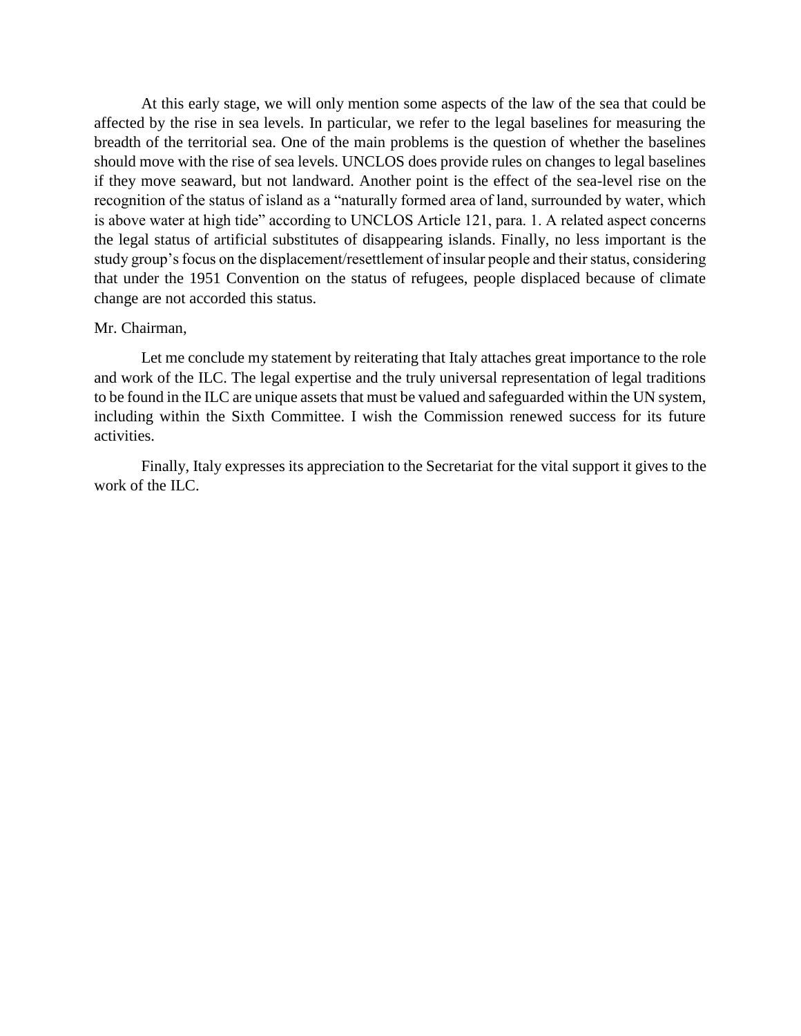At this early stage, we will only mention some aspects of the law of the sea that could be affected by the rise in sea levels. In particular, we refer to the legal baselines for measuring the breadth of the territorial sea. One of the main problems is the question of whether the baselines should move with the rise of sea levels. UNCLOS does provide rules on changes to legal baselines if they move seaward, but not landward. Another point is the effect of the sea-level rise on the recognition of the status of island as a "naturally formed area of land, surrounded by water, which is above water at high tide" according to UNCLOS Article 121, para. 1. A related aspect concerns the legal status of artificial substitutes of disappearing islands. Finally, no less important is the study group's focus on the displacement/resettlement of insular people and their status, considering that under the 1951 Convention on the status of refugees, people displaced because of climate change are not accorded this status.

Mr. Chairman,

Let me conclude my statement by reiterating that Italy attaches great importance to the role and work of the ILC. The legal expertise and the truly universal representation of legal traditions to be found in the ILC are unique assets that must be valued and safeguarded within the UN system, including within the Sixth Committee. I wish the Commission renewed success for its future activities.

Finally, Italy expresses its appreciation to the Secretariat for the vital support it gives to the work of the ILC.